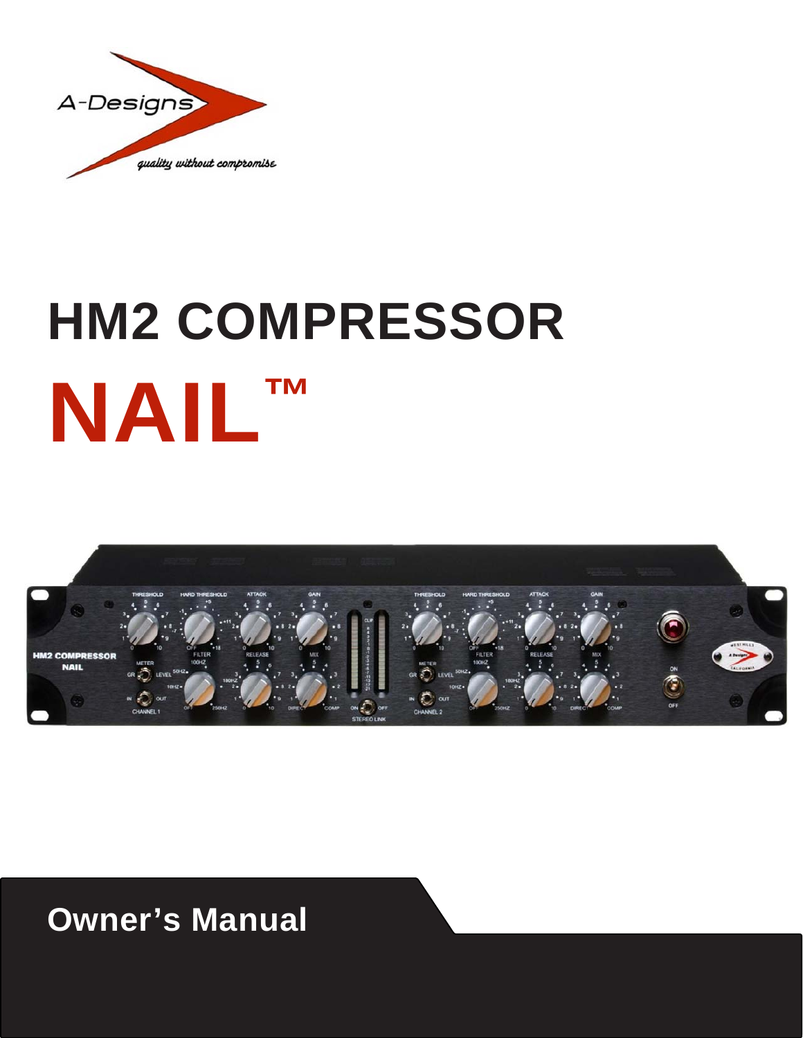A-Designs

*quality without compromise*

# HM2 COMPRESSOR

# NAIL™

## Owner's Manual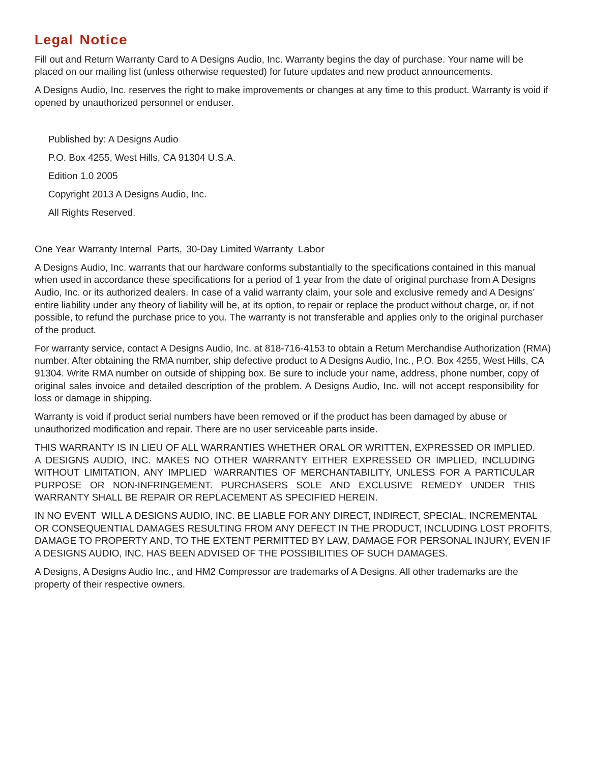## Legal Notice

Fill out and Return Warranty Card to A Designs Audio, Inc. Warranty begins the day of purchase. Your name will be placed on our mailing list (unless otherwise requested) for future updates and new product announcements.

A Designs Audio, Inc. reserves the right to make improvements or changes at any time to this product. Warranty is void if opened by unauthorized personnel or enduser.

Published by: A Designs Audio

P.O. Box 4255, West Hills, CA 91304 U.S.A.

Edition 1.0 2005

Copyright 2013 A Designs Audio, Inc.

All Rights Reserved.

One Year Warranty Internal Parts, 30-Day Limited Warranty Labor

A Designs Audio, Inc. warrants that our hardware conforms substantially to the specifications contained in this manual when used in accordance these specifications for a period of 1 year from the date of original purchase from A Designs Audio, Inc. or its authorized dealers. In case of a valid warranty claim, your sole and exclusive remedy and A Designs' entire liability under any theory of liability will be, at its option, to repair or replace the product without charge, or, if not possible, to refund the purchase price to you. The warranty is not transferable and applies only to the original purchaser of the product.

For warranty service, contact A Designs Audio, Inc. at 818-716-4153 to obtain a Return Merchandise Authorization (RMA) number. After obtaining the RMA number, ship defective product to A Designs Audio, Inc., P.O. Box 4255, West Hills, CA 91304. Write RMA number on outside of shipping box. Be sure to include your name, address, phone number, copy of original sales invoice and detailed description of the problem. A Designs Audio, Inc. will not accept responsibility for loss or damage in shipping.

Warranty is void if product serial numbers have been removed or if the product has been damaged by abuse or unauthorized modification and repair. There are no user serviceable parts inside.

THIS WARRANTY IS IN LIEU OF ALL WARRANTIES WHETHER ORAL OR WRITTEN, EXPRESSED OR IMPLIED. A DESIGNS AUDIO, INC. MAKES NO OTHER WARRANTY EITHER EXPRESSED OR IMPLIED, INCLUDING WITHOUT LIMITATION, ANY IMPLIED WARRANTIES OF MERCHANTABILITY, UNLESS FOR A PARTICULAR PURPOSE OR NON-INFRINGEMENT. PURCHASERS SOLE AND EXCLUSIVE REMEDY UNDER THIS WARRANTY SHALL BE REPAIR OR REPLACEMENT AS SPECIFIED HEREIN.

IN NO EVENT WILL A DESIGNS AUDIO, INC. BE LIABLE FOR ANY DIRECT, INDIRECT, SPECIAL, INCREMENTAL OR CONSEQUENTIAL DAMAGES RESULTING FROM ANY DEFECT IN THE PRODUCT, INCLUDING LOST PROFITS, DAMAGE TO PROPERTY AND, TO THE EXTENT PERMITTED BY LAW, DAMAGE FOR PERSONAL INJURY, EVEN IF A DESIGNS AUDIO, INC. HAS BEEN ADVISED OF THE POSSIBILITIES OF SUCH DAMAGES.

A Designs, A Designs Audio Inc., and HM2 Compressor are trademarks of A Designs. All other trademarks are the property of their respective owners.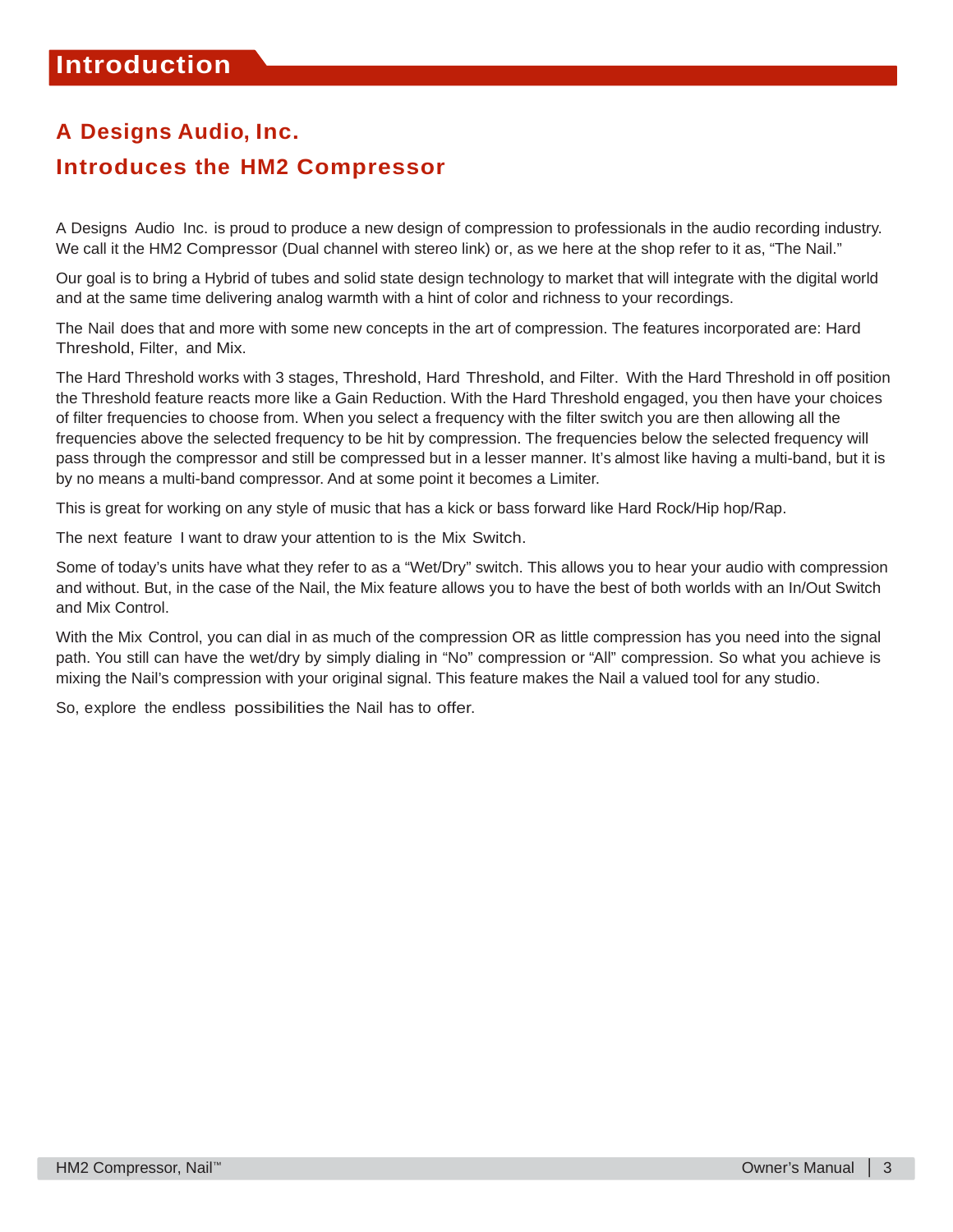# Introduction

## A Designs Audio, Inc.
## Introduces the HM2 Compressor

A Designs Audio Inc. is proud to produce a new design of compression to professionals in the audio recording industry. We call it the HM2 Compressor (Dual channel with stereo link) or, as we here at the shop refer to it as, "The Nail."

Our goal is to bring a Hybrid of tubes and solid state design technology to market that will integrate with the digital world and at the same time delivering analog warmth with a hint of color and richness to your recordings.

The Nail does that and more with some new concepts in the art of compression. The features incorporated are: Hard Threshold, Filter, and Mix.

The Hard Threshold works with 3 stages, Threshold, Hard Threshold, and Filter. With the Hard Threshold in off position the Threshold feature reacts more like a Gain Reduction. With the Hard Threshold engaged, you then have your choices of filter frequencies to choose from. When you select a frequency with the filter switch you are then allowing all the frequencies above the selected frequency to be hit by compression. The frequencies below the selected frequency will pass through the compressor and still be compressed but in a lesser manner. It's almost like having a multi-band, but it is by no means a multi-band compressor. And at some point it becomes a Limiter.

This is great for working on any style of music that has a kick or bass forward like Hard Rock/Hip hop/Rap.

The next feature I want to draw your attention to is the Mix Switch.

Some of today's units have what they refer to as a "Wet/Dry" switch. This allows you to hear your audio with compression and without. But, in the case of the Nail, the Mix feature allows you to have the best of both worlds with an In/Out Switch and Mix Control.

With the Mix Control, you can dial in as much of the compression OR as little compression has you need into the signal path. You still can have the wet/dry by simply dialing in "No" compression or "All" compression. So what you achieve is mixing the Nail's compression with your original signal. This feature makes the Nail a valued tool for any studio.

So, explore the endless possibilities the Nail has to offer.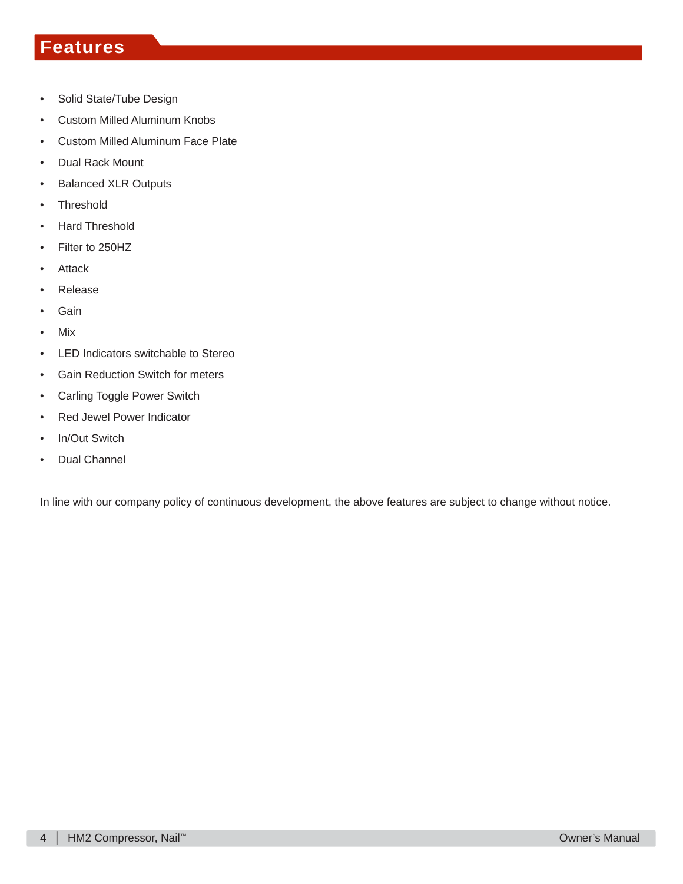# Features

- Solid State/Tube Design
- Custom Milled Aluminum Knobs
- Custom Milled Aluminum Face Plate
- Dual Rack Mount
- Balanced XLR Outputs
- Threshold
- Hard Threshold
- Filter to 250HZ
- Attack
- Release
- Gain
- Mix
- LED Indicators switchable to Stereo
- Gain Reduction Switch for meters
- Carling Toggle Power Switch
- Red Jewel Power Indicator
- In/Out Switch
- Dual Channel

In line with our company policy of continuous development, the above features are subject to change without notice.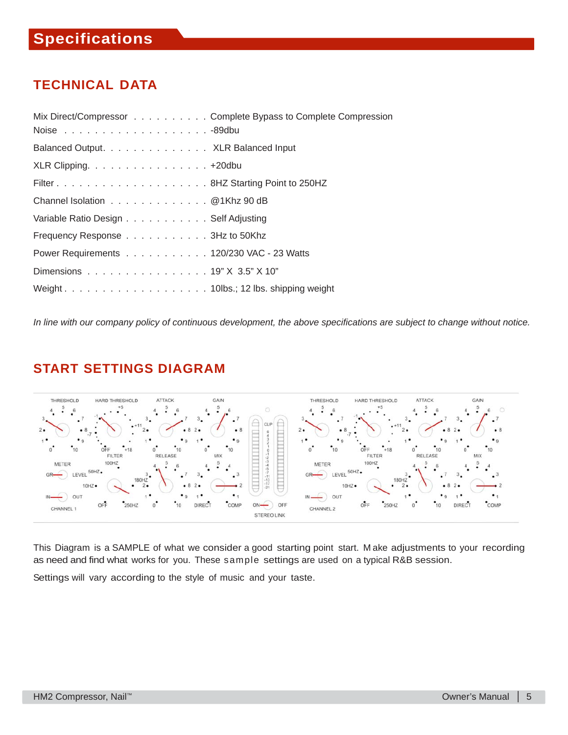# Specifications

## TECHNICAL DATA

| | |
|---|---|
| Mix Direct/Compressor | Complete Bypass to Complete Compression |
| Noise | -89dbu |
| Balanced Output | XLR Balanced Input |
| XLR Clipping | +20dbu |
| Filter | 8HZ Starting Point to 250HZ |
| Channel Isolation | @1Khz 90 dB |
| Variable Ratio Design | Self Adjusting |
| Frequency Response | 3Hz to 50Khz |
| Power Requirements | 120/230 VAC - 23 Watts |
| Dimensions | 19" X 3.5" X 10" |
| Weight | 10lbs.; 12 lbs. shipping weight |

*In line with our company policy of continuous development, the above specifications are subject to change without notice.*

## START SETTINGS DIAGRAM

This Diagram is a SAMPLE of what we consider a good starting point start. Make adjustments to your recording as need and find what works for you. These sample settings are used on a typical R&B session.

Settings will vary according to the style of music and your taste.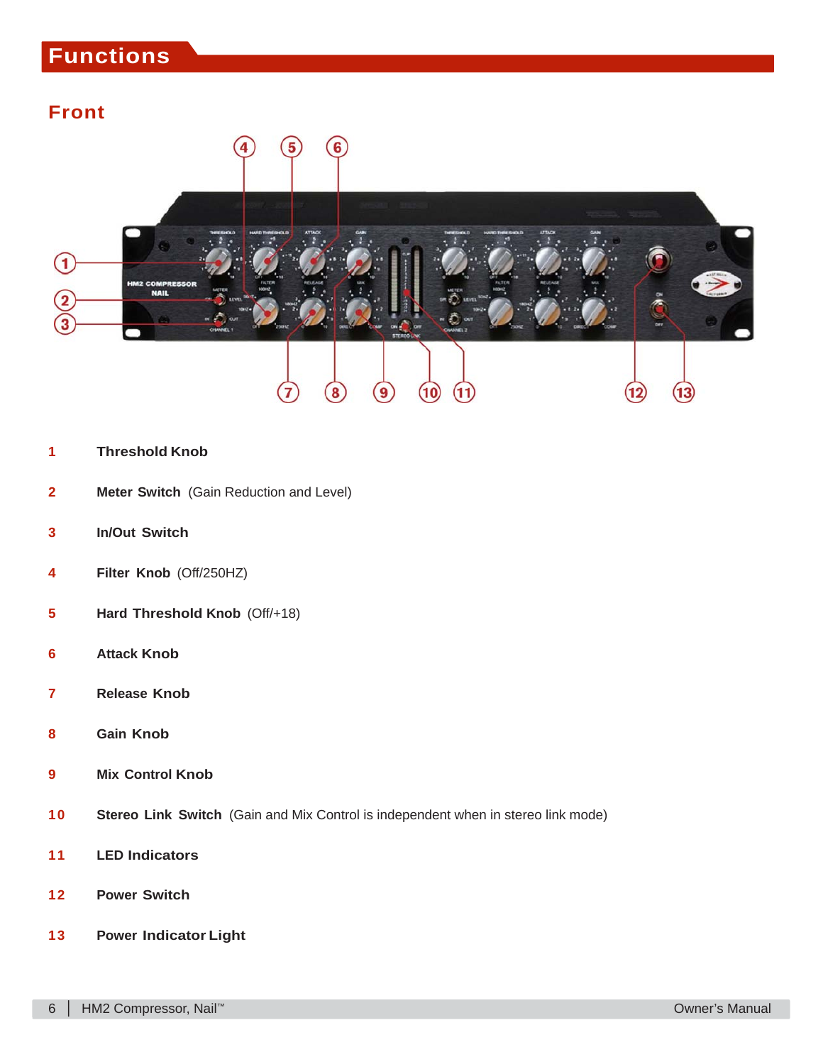# Functions

## Front

| | |
|---|---|
| 1 | **Threshold Knob** |
| 2 | **Meter Switch** (Gain Reduction and Level) |
| 3 | **In/Out Switch** |
| 4 | **Filter Knob** (Off/250HZ) |
| 5 | **Hard Threshold Knob** (Off/+18) |
| 6 | **Attack Knob** |
| 7 | **Release Knob** |
| 8 | **Gain Knob** |
| 9 | **Mix Control Knob** |
| 10 | **Stereo Link Switch** (Gain and Mix Control is independent when in stereo link mode) |
| 11 | **LED Indicators** |
| 12 | **Power Switch** |
| 13 | **Power Indicator Light** |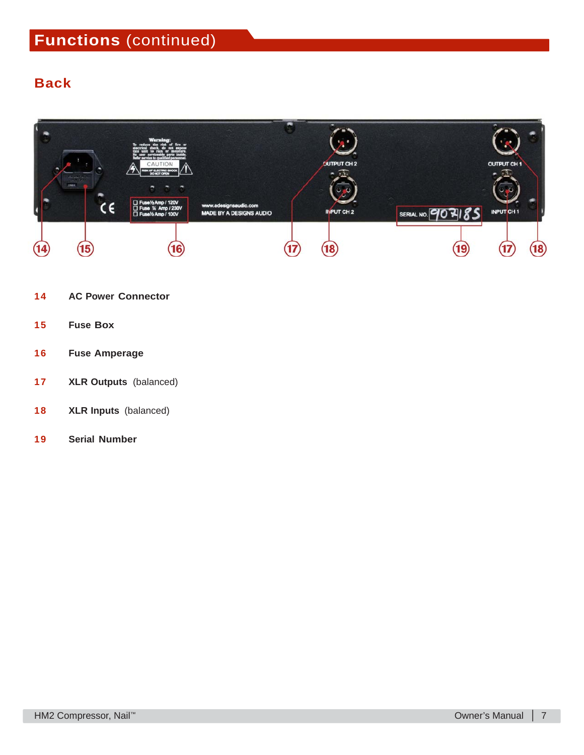# Functions (continued)

## Back

**14** **AC Power Connector**

**15** **Fuse Box**

**16** **Fuse Amperage**

**17** **XLR Outputs** (balanced)

**18** **XLR Inputs** (balanced)

**19** **Serial Number**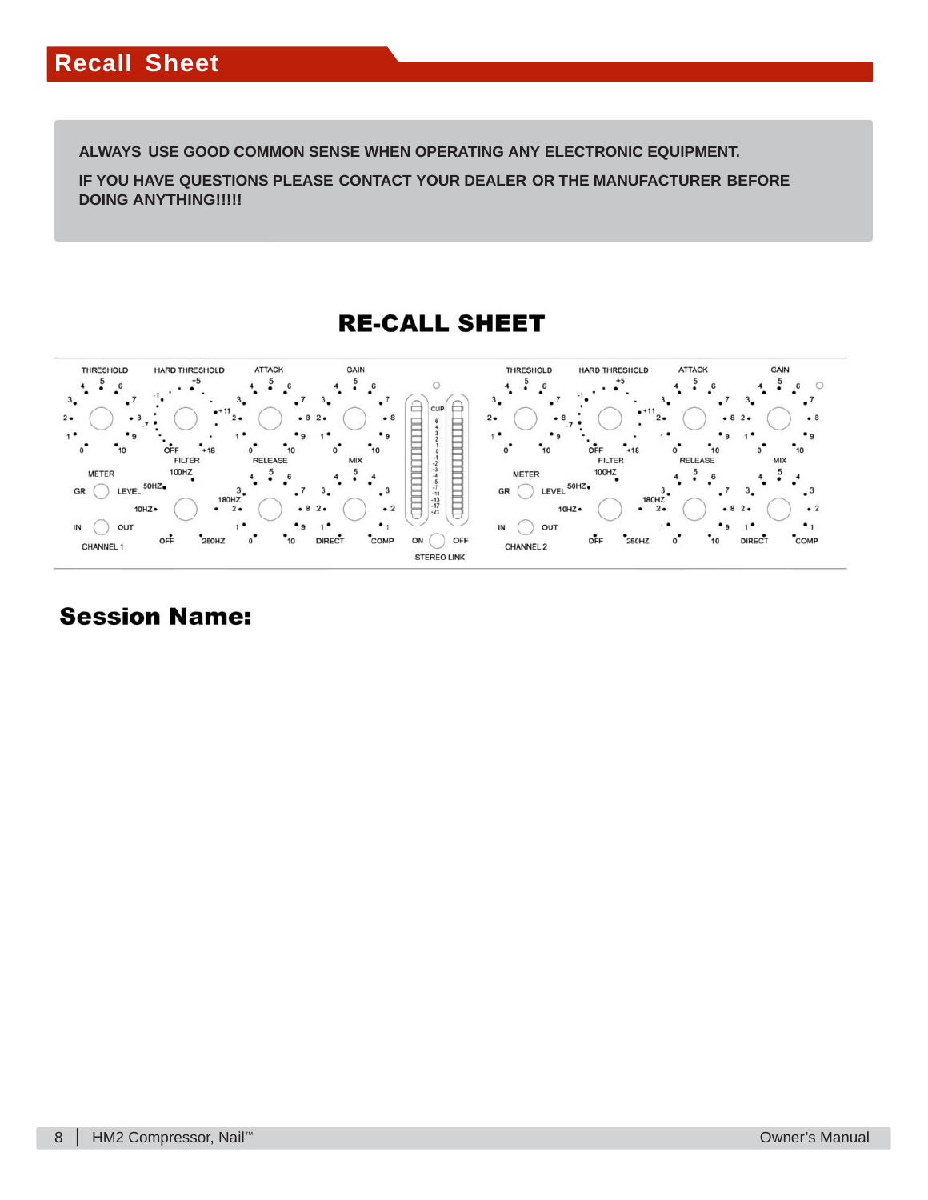# Recall Sheet

**ALWAYS USE GOOD COMMON SENSE WHEN OPERATING ANY ELECTRONIC EQUIPMENT.**

**IF YOU HAVE QUESTIONS PLEASE CONTACT YOUR DEALER OR THE MANUFACTURER BEFORE DOING ANYTHING!!!!!**

## RE-CALL SHEET

**Session Name:**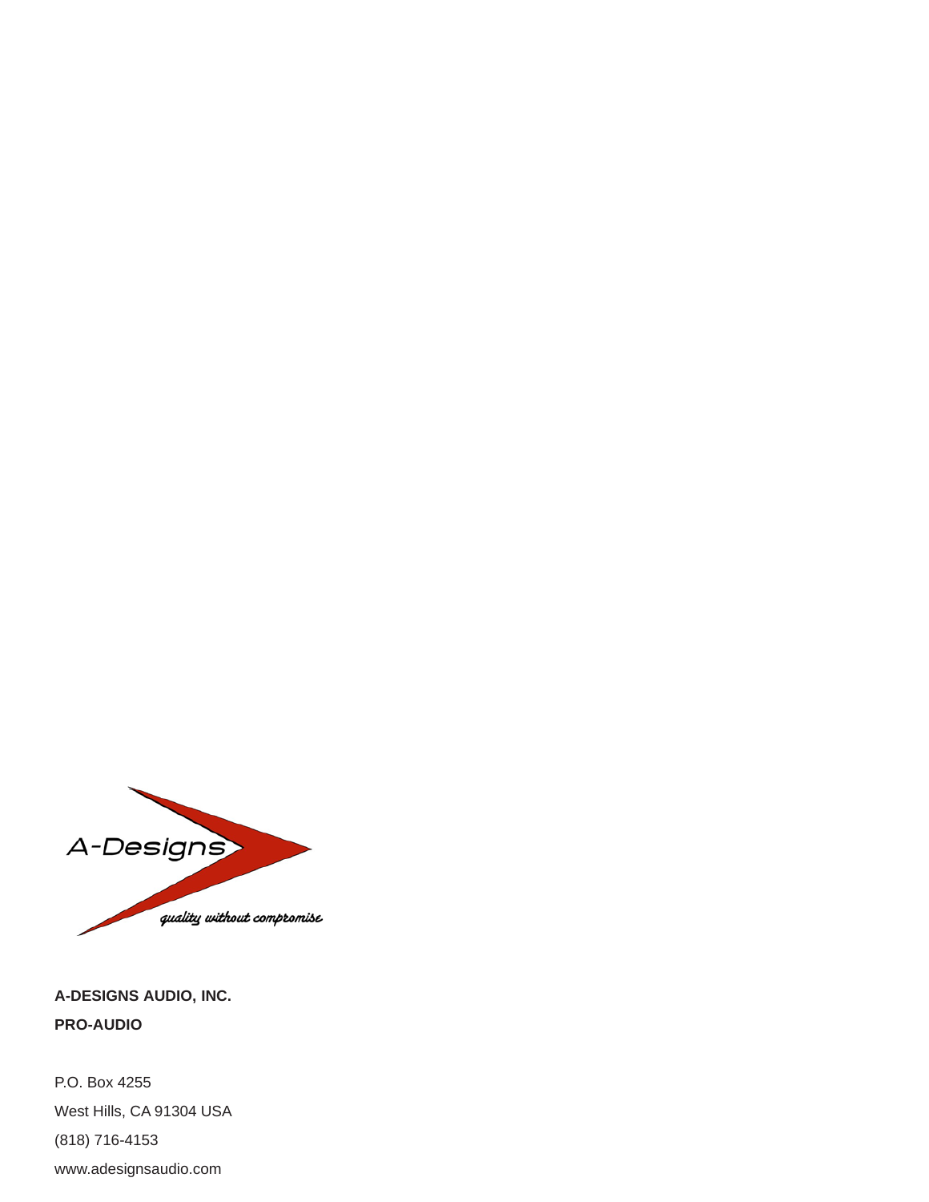A-Designs

quality without compromise

**A-DESIGNS AUDIO, INC.**

**PRO-AUDIO**

P.O. Box 4255

West Hills, CA 91304 USA

(818) 716-4153

www.adesignsaudio.com